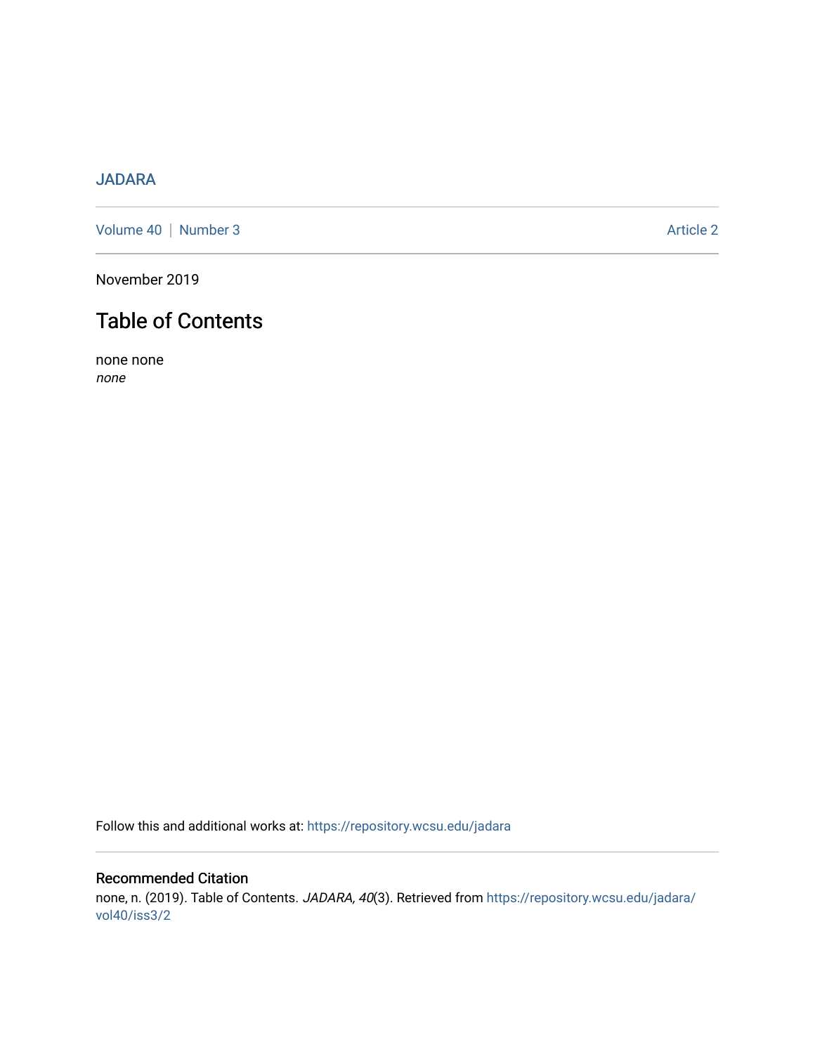JADARA

Volume 40 | Number 3 Article 2

November 2019

# Table of Contents

none none
*none*

Follow this and additional works at: https://repository.wcsu.edu/jadara

## Recommended Citation

none, n. (2019). Table of Contents. *JADARA, 40*(3). Retrieved from https://repository.wcsu.edu/jadara/vol40/iss3/2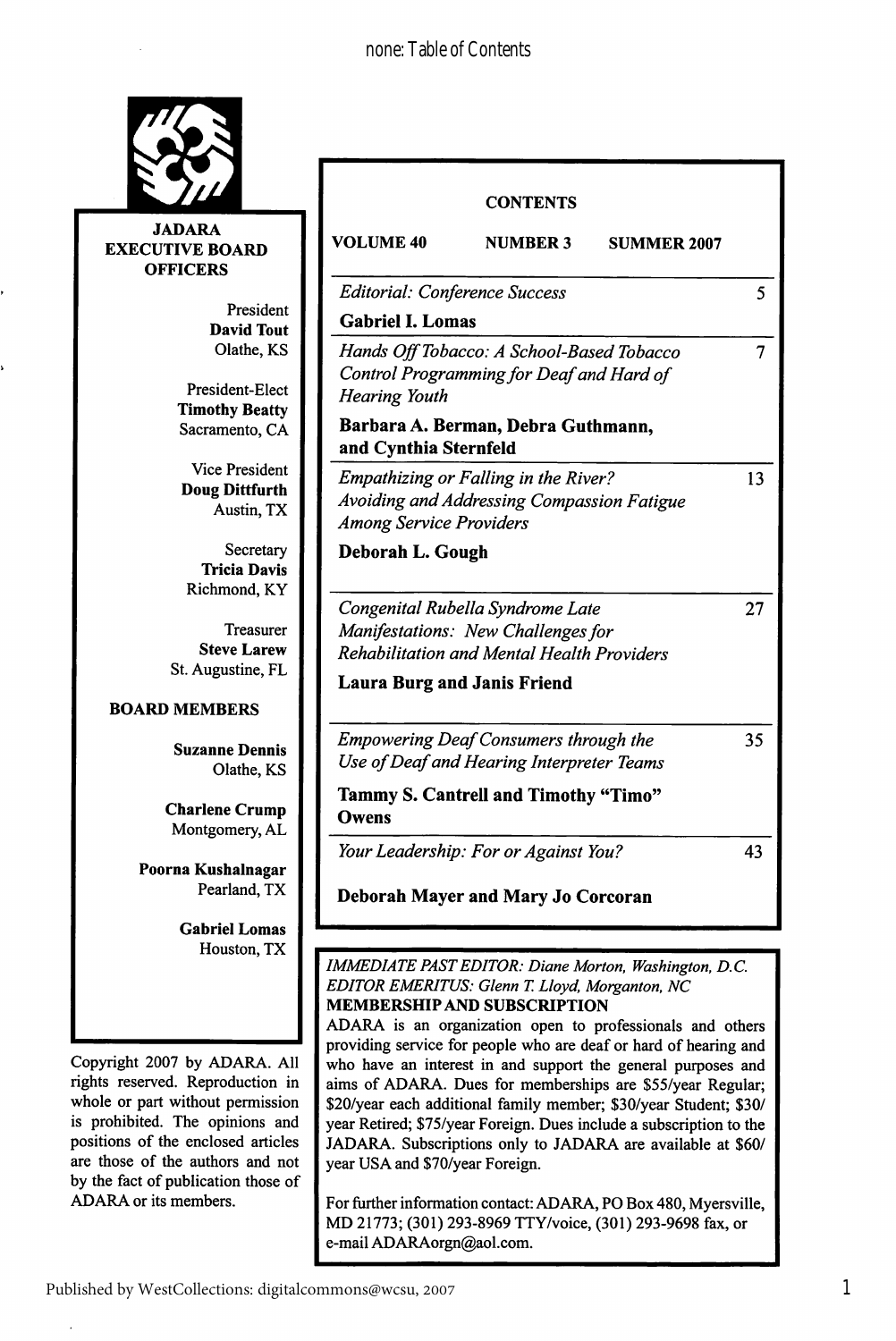## JADARA EXECUTIVE BOARD OFFICERS

President
**David Tout**
Olathe, KS

President-Elect
**Timothy Beatty**
Sacramento, CA

Vice President
**Doug Dittfurth**
Austin, TX

Secretary
**Tricia Davis**
Richmond, KY

Treasurer
**Steve Larew**
St. Augustine, FL

### BOARD MEMBERS

**Suzanne Dennis**
Olathe, KS

**Charlene Crump**
Montgomery, AL

**Poorna Kushalnagar**
Pearland, TX

**Gabriel Lomas**
Houston, TX

Copyright 2007 by ADARA. All rights reserved. Reproduction in whole or part without permission is prohibited. The opinions and positions of the enclosed articles are those of the authors and not by the fact of publication those of ADARA or its members.

## CONTENTS

**VOLUME 40 NUMBER 3 SUMMER 2007**

| | |
|---|---|
| *Editorial: Conference Success*<br>**Gabriel I. Lomas** | 5 |
| *Hands Off Tobacco: A School-Based Tobacco Control Programming for Deaf and Hard of Hearing Youth*<br>**Barbara A. Berman, Debra Guthmann, and Cynthia Sternfeld** | 7 |
| *Empathizing or Falling in the River? Avoiding and Addressing Compassion Fatigue Among Service Providers*<br>**Deborah L. Gough** | 13 |
| *Congenital Rubella Syndrome Late Manifestations: New Challenges for Rehabilitation and Mental Health Providers*<br>**Laura Burg and Janis Friend** | 27 |
| *Empowering Deaf Consumers through the Use of Deaf and Hearing Interpreter Teams*<br>**Tammy S. Cantrell and Timothy "Timo" Owens** | 35 |
| *Your Leadership: For or Against You?*<br>**Deborah Mayer and Mary Jo Corcoran** | 43 |

*IMMEDIATE PAST EDITOR: Diane Morton, Washington, D.C.*
*EDITOR EMERITUS: Glenn T. Lloyd, Morganton, NC*

**MEMBERSHIP AND SUBSCRIPTION**

ADARA is an organization open to professionals and others providing service for people who are deaf or hard of hearing and who have an interest in and support the general purposes and aims of ADARA. Dues for memberships are $55/year Regular; $20/year each additional family member; $30/year Student; $30/year Retired; $75/year Foreign. Dues include a subscription to the JADARA. Subscriptions only to JADARA are available at $60/year USA and $70/year Foreign.

For further information contact: ADARA, PO Box 480, Myersville, MD 21773; (301) 293-8969 TTY/voice, (301) 293-9698 fax, or e-mail ADARAorgn@aol.com.